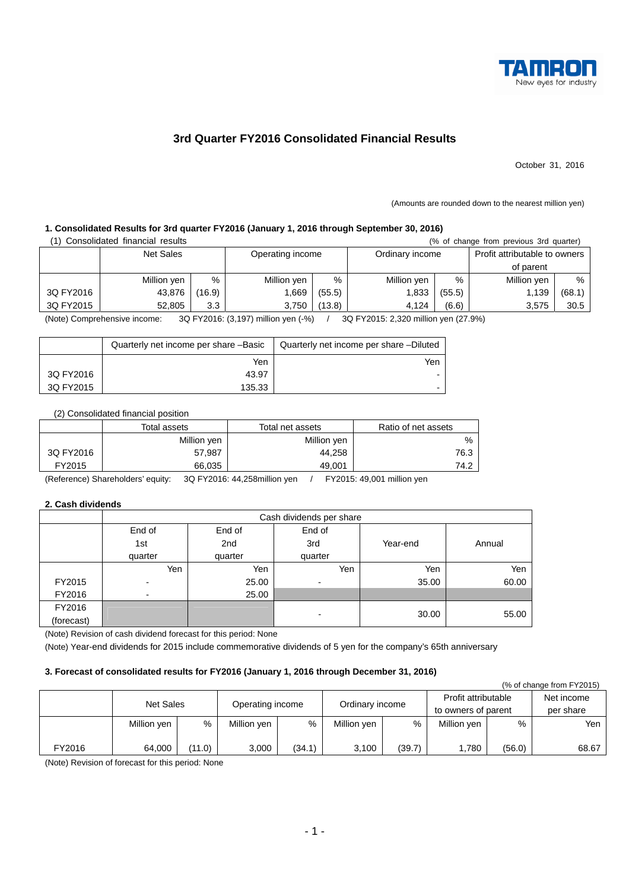TAMRON
New eyes for industry

# 3rd Quarter FY2016 Consolidated Financial Results

October 31, 2016

(Amounts are rounded down to the nearest million yen)

### 1. Consolidated Results for 3rd quarter FY2016 (January 1, 2016 through September 30, 2016)

(1) Consolidated financial results (% of change from previous 3rd quarter)

| | Net Sales | | Operating income | | Ordinary income | | Profit attributable to owners of parent | |
|---|---|---|---|---|---|---|---|---|
| | Million yen | % | Million yen | % | Million yen | % | Million yen | % |
| 3Q FY2016 | 43,876 | (16.9) | 1,669 | (55.5) | 1,833 | (55.5) | 1,139 | (68.1) |
| 3Q FY2015 | 52,805 | 3.3 | 3,750 | (13.8) | 4,124 | (6.6) | 3,575 | 30.5 |

(Note) Comprehensive income: 3Q FY2016: (3,197) million yen (-%) / 3Q FY2015: 2,320 million yen (27.9%)

| | Quarterly net income per share –Basic | Quarterly net income per share –Diluted |
|---|---|---|
| | Yen | Yen |
| 3Q FY2016 | 43.97 | - |
| 3Q FY2015 | 135.33 | - |

(2) Consolidated financial position

| | Total assets | Total net assets | Ratio of net assets |
|---|---|---|---|
| | Million yen | Million yen | % |
| 3Q FY2016 | 57,987 | 44,258 | 76.3 |
| FY2015 | 66,035 | 49,001 | 74.2 |

(Reference) Shareholders' equity: 3Q FY2016: 44,258million yen / FY2015: 49,001 million yen

### 2. Cash dividends

| | Cash dividends per share | | | | |
|---|---|---|---|---|---|
| | End of 1st quarter | End of 2nd quarter | End of 3rd quarter | Year-end | Annual |
| | Yen | Yen | Yen | Yen | Yen |
| FY2015 | - | 25.00 | - | 35.00 | 60.00 |
| FY2016 | - | 25.00 | | | |
| FY2016 (forecast) | | | - | 30.00 | 55.00 |

(Note) Revision of cash dividend forecast for this period: None

(Note) Year-end dividends for 2015 include commemorative dividends of 5 yen for the company's 65th anniversary

### 3. Forecast of consolidated results for FY2016 (January 1, 2016 through December 31, 2016)

(% of change from FY2015)

| | Net Sales | | Operating income | | Ordinary income | | Profit attributable to owners of parent | | Net income per share |
|---|---|---|---|---|---|---|---|---|---|
| | Million yen | % | Million yen | % | Million yen | % | Million yen | % | Yen |
| FY2016 | 64,000 | (11.0) | 3,000 | (34.1) | 3,100 | (39.7) | 1,780 | (56.0) | 68.67 |

(Note) Revision of forecast for this period: None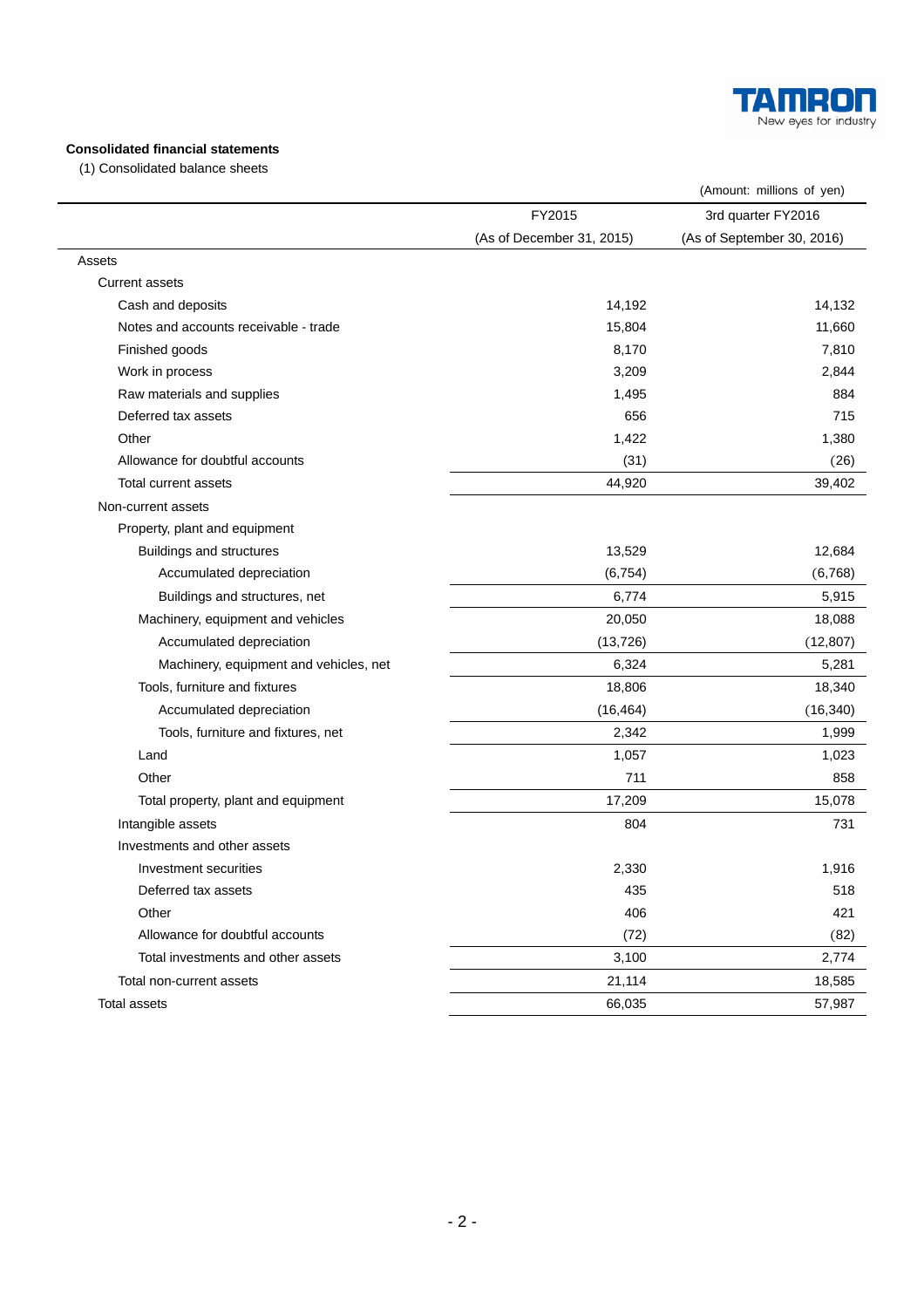**Consolidated financial statements**

(1) Consolidated balance sheets

(Amount: millions of yen)

| | FY2015 (As of December 31, 2015) | 3rd quarter FY2016 (As of September 30, 2016) |
|---|---|---|
| Assets | | |
| Current assets | | |
| Cash and deposits | 14,192 | 14,132 |
| Notes and accounts receivable - trade | 15,804 | 11,660 |
| Finished goods | 8,170 | 7,810 |
| Work in process | 3,209 | 2,844 |
| Raw materials and supplies | 1,495 | 884 |
| Deferred tax assets | 656 | 715 |
| Other | 1,422 | 1,380 |
| Allowance for doubtful accounts | (31) | (26) |
| Total current assets | 44,920 | 39,402 |
| Non-current assets | | |
| Property, plant and equipment | | |
| Buildings and structures | 13,529 | 12,684 |
| Accumulated depreciation | (6,754) | (6,768) |
| Buildings and structures, net | 6,774 | 5,915 |
| Machinery, equipment and vehicles | 20,050 | 18,088 |
| Accumulated depreciation | (13,726) | (12,807) |
| Machinery, equipment and vehicles, net | 6,324 | 5,281 |
| Tools, furniture and fixtures | 18,806 | 18,340 |
| Accumulated depreciation | (16,464) | (16,340) |
| Tools, furniture and fixtures, net | 2,342 | 1,999 |
| Land | 1,057 | 1,023 |
| Other | 711 | 858 |
| Total property, plant and equipment | 17,209 | 15,078 |
| Intangible assets | 804 | 731 |
| Investments and other assets | | |
| Investment securities | 2,330 | 1,916 |
| Deferred tax assets | 435 | 518 |
| Other | 406 | 421 |
| Allowance for doubtful accounts | (72) | (82) |
| Total investments and other assets | 3,100 | 2,774 |
| Total non-current assets | 21,114 | 18,585 |
| Total assets | 66,035 | 57,987 |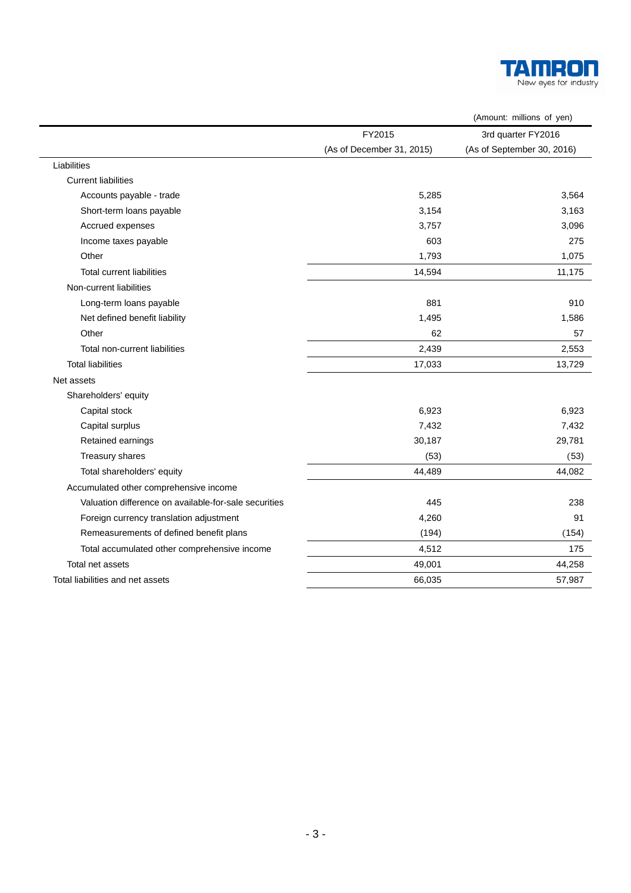(Amount: millions of yen)

| | FY2015 (As of December 31, 2015) | 3rd quarter FY2016 (As of September 30, 2016) |
|---|---|---|
| Liabilities | | |
| Current liabilities | | |
| Accounts payable - trade | 5,285 | 3,564 |
| Short-term loans payable | 3,154 | 3,163 |
| Accrued expenses | 3,757 | 3,096 |
| Income taxes payable | 603 | 275 |
| Other | 1,793 | 1,075 |
| Total current liabilities | 14,594 | 11,175 |
| Non-current liabilities | | |
| Long-term loans payable | 881 | 910 |
| Net defined benefit liability | 1,495 | 1,586 |
| Other | 62 | 57 |
| Total non-current liabilities | 2,439 | 2,553 |
| Total liabilities | 17,033 | 13,729 |
| Net assets | | |
| Shareholders' equity | | |
| Capital stock | 6,923 | 6,923 |
| Capital surplus | 7,432 | 7,432 |
| Retained earnings | 30,187 | 29,781 |
| Treasury shares | (53) | (53) |
| Total shareholders' equity | 44,489 | 44,082 |
| Accumulated other comprehensive income | | |
| Valuation difference on available-for-sale securities | 445 | 238 |
| Foreign currency translation adjustment | 4,260 | 91 |
| Remeasurements of defined benefit plans | (194) | (154) |
| Total accumulated other comprehensive income | 4,512 | 175 |
| Total net assets | 49,001 | 44,258 |
| Total liabilities and net assets | 66,035 | 57,987 |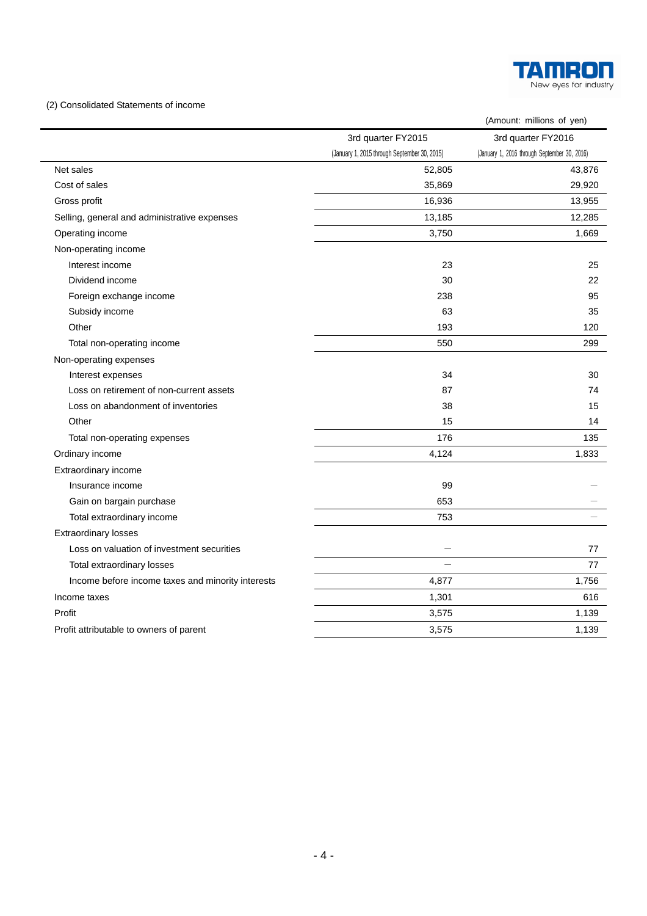(2) Consolidated Statements of income

(Amount: millions of yen)

| | 3rd quarter FY2015 (January 1, 2015 through September 30, 2015) | 3rd quarter FY2016 (January 1, 2016 through September 30, 2016) |
|---|---|---|
| Net sales | 52,805 | 43,876 |
| Cost of sales | 35,869 | 29,920 |
| Gross profit | 16,936 | 13,955 |
| Selling, general and administrative expenses | 13,185 | 12,285 |
| Operating income | 3,750 | 1,669 |
| Non-operating income | | |
| Interest income | 23 | 25 |
| Dividend income | 30 | 22 |
| Foreign exchange income | 238 | 95 |
| Subsidy income | 63 | 35 |
| Other | 193 | 120 |
| Total non-operating income | 550 | 299 |
| Non-operating expenses | | |
| Interest expenses | 34 | 30 |
| Loss on retirement of non-current assets | 87 | 74 |
| Loss on abandonment of inventories | 38 | 15 |
| Other | 15 | 14 |
| Total non-operating expenses | 176 | 135 |
| Ordinary income | 4,124 | 1,833 |
| Extraordinary income | | |
| Insurance income | 99 | ― |
| Gain on bargain purchase | 653 | ― |
| Total extraordinary income | 753 | ― |
| Extraordinary losses | | |
| Loss on valuation of investment securities | ― | 77 |
| Total extraordinary losses | ― | 77 |
| Income before income taxes and minority interests | 4,877 | 1,756 |
| Income taxes | 1,301 | 616 |
| Profit | 3,575 | 1,139 |
| Profit attributable to owners of parent | 3,575 | 1,139 |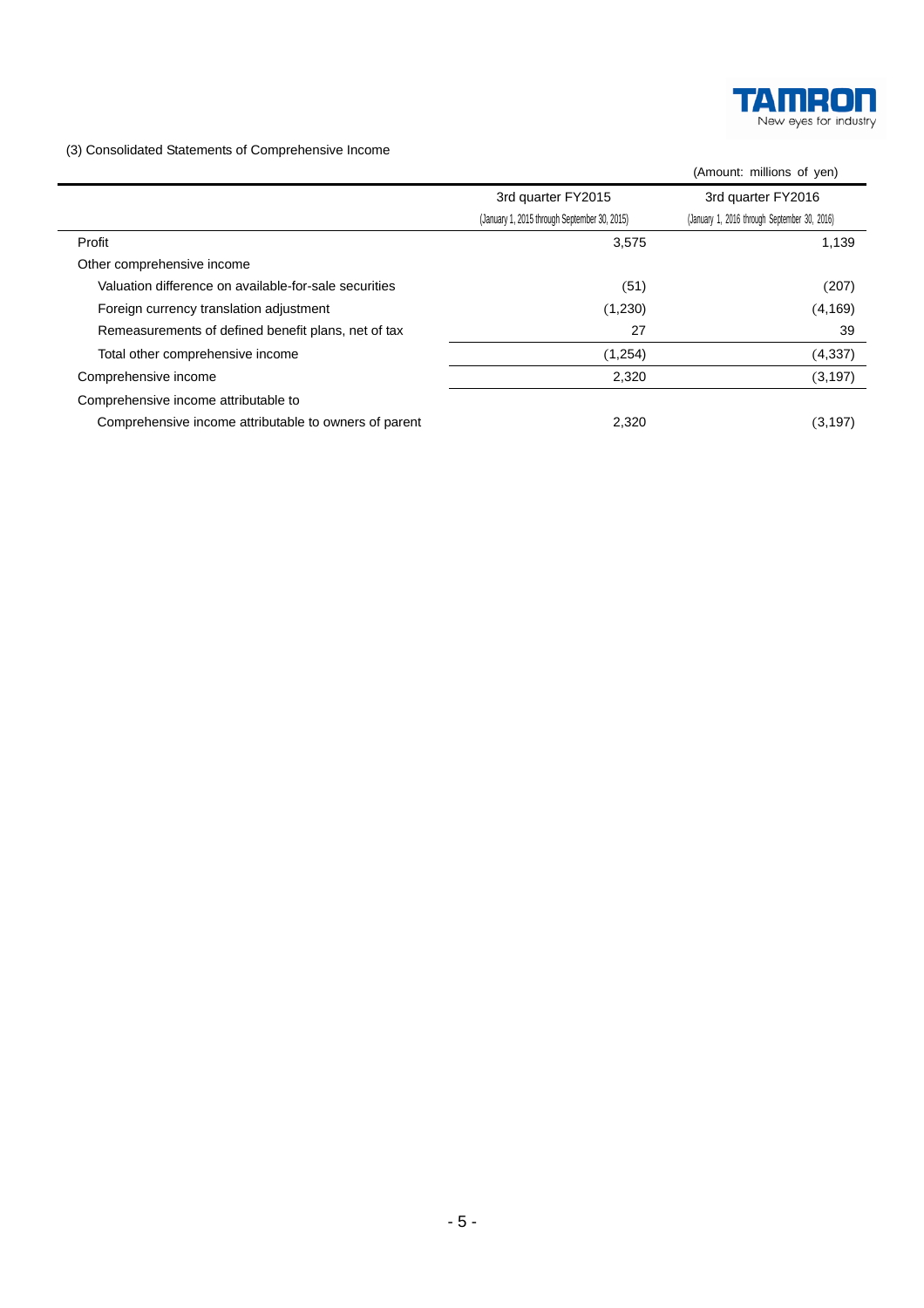(3) Consolidated Statements of Comprehensive Income

(Amount: millions of yen)

| | 3rd quarter FY2015 (January 1, 2015 through September 30, 2015) | 3rd quarter FY2016 (January 1, 2016 through September 30, 2016) |
|---|---|---|
| Profit | 3,575 | 1,139 |
| Other comprehensive income | | |
| Valuation difference on available-for-sale securities | (51) | (207) |
| Foreign currency translation adjustment | (1,230) | (4,169) |
| Remeasurements of defined benefit plans, net of tax | 27 | 39 |
| Total other comprehensive income | (1,254) | (4,337) |
| Comprehensive income | 2,320 | (3,197) |
| Comprehensive income attributable to | | |
| Comprehensive income attributable to owners of parent | 2,320 | (3,197) |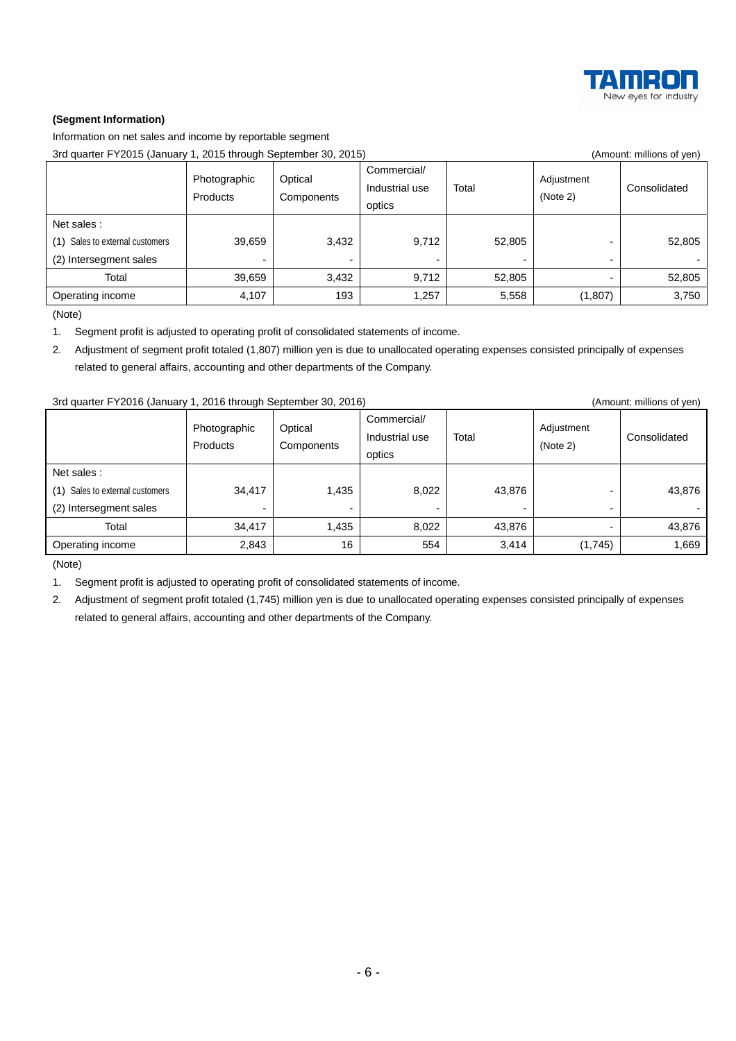**(Segment Information)**

Information on net sales and income by reportable segment

3rd quarter FY2015 (January 1, 2015 through September 30, 2015) (Amount: millions of yen)

| | Photographic Products | Optical Components | Commercial/ Industrial use optics | Total | Adjustment (Note 2) | Consolidated |
|---|---|---|---|---|---|---|
| Net sales : | | | | | | |
| (1) Sales to external customers | 39,659 | 3,432 | 9,712 | 52,805 | - | 52,805 |
| (2) Intersegment sales | - | - | - | - | - | - |
| Total | 39,659 | 3,432 | 9,712 | 52,805 | - | 52,805 |
| Operating income | 4,107 | 193 | 1,257 | 5,558 | (1,807) | 3,750 |

(Note)

1. Segment profit is adjusted to operating profit of consolidated statements of income.
2. Adjustment of segment profit totaled (1,807) million yen is due to unallocated operating expenses consisted principally of expenses related to general affairs, accounting and other departments of the Company.

3rd quarter FY2016 (January 1, 2016 through September 30, 2016) (Amount: millions of yen)

| | Photographic Products | Optical Components | Commercial/ Industrial use optics | Total | Adjustment (Note 2) | Consolidated |
|---|---|---|---|---|---|---|
| Net sales : | | | | | | |
| (1) Sales to external customers | 34,417 | 1,435 | 8,022 | 43,876 | - | 43,876 |
| (2) Intersegment sales | - | - | - | - | - | - |
| Total | 34,417 | 1,435 | 8,022 | 43,876 | - | 43,876 |
| Operating income | 2,843 | 16 | 554 | 3,414 | (1,745) | 1,669 |

(Note)

1. Segment profit is adjusted to operating profit of consolidated statements of income.
2. Adjustment of segment profit totaled (1,745) million yen is due to unallocated operating expenses consisted principally of expenses related to general affairs, accounting and other departments of the Company.